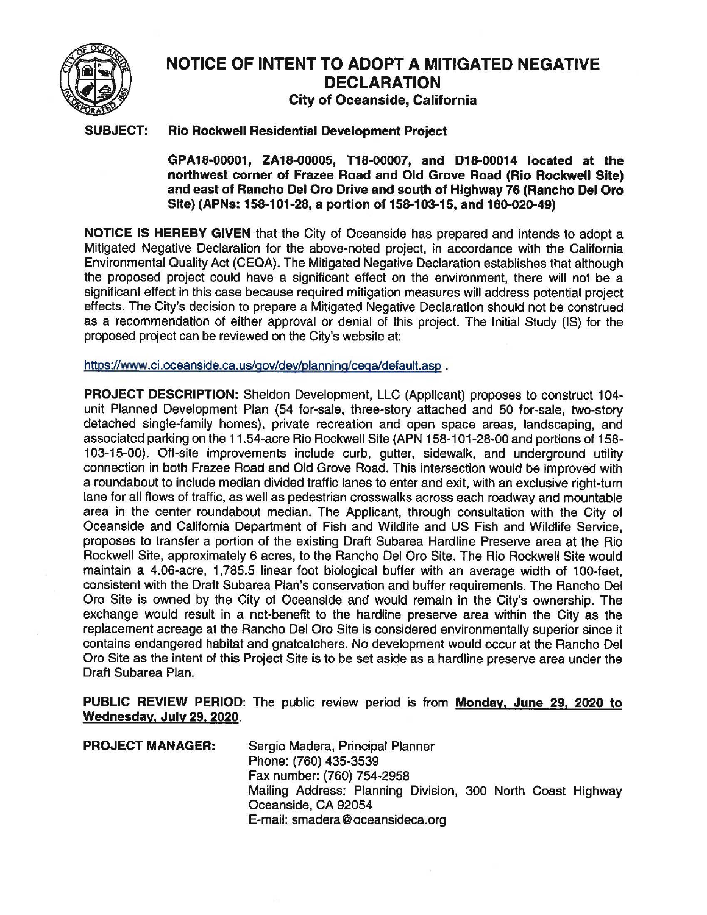# NOTICE OF INTENT TO ADOPT A MITIGATED NEGATIVE DECLARATION

**City of Oceanside, California**

**SUBJECT: Rio Rockwell Residential Development Project**

**GPA18-00001, ZA18-00005, T18-00007, and D18-00014 located at the northwest corner of Frazee Road and Old Grove Road (Rio Rockwell Site) and east of Rancho Del Oro Drive and south of Highway 76 (Rancho Del Oro Site) (APNs: 158-101-28, a portion of 158-103-15, and 160-020-49)**

**NOTICE IS HEREBY GIVEN** that the City of Oceanside has prepared and intends to adopt a Mitigated Negative Declaration for the above-noted project, in accordance with the California Environmental Quality Act (CEQA). The Mitigated Negative Declaration establishes that although the proposed project could have a significant effect on the environment, there will not be a significant effect in this case because required mitigation measures will address potential project effects. The City's decision to prepare a Mitigated Negative Declaration should not be construed as a recommendation of either approval or denial of this project. The Initial Study (IS) for the proposed project can be reviewed on the City's website at:

https://www.ci.oceanside.ca.us/gov/dev/planning/ceqa/default.asp .

**PROJECT DESCRIPTION:** Sheldon Development, LLC (Applicant) proposes to construct 104-unit Planned Development Plan (54 for-sale, three-story attached and 50 for-sale, two-story detached single-family homes), private recreation and open space areas, landscaping, and associated parking on the 11.54-acre Rio Rockwell Site (APN 158-101-28-00 and portions of 158-103-15-00). Off-site improvements include curb, gutter, sidewalk, and underground utility connection in both Frazee Road and Old Grove Road. This intersection would be improved with a roundabout to include median divided traffic lanes to enter and exit, with an exclusive right-turn lane for all flows of traffic, as well as pedestrian crosswalks across each roadway and mountable area in the center roundabout median. The Applicant, through consultation with the City of Oceanside and California Department of Fish and Wildlife and US Fish and Wildlife Service, proposes to transfer a portion of the existing Draft Subarea Hardline Preserve area at the Rio Rockwell Site, approximately 6 acres, to the Rancho Del Oro Site. The Rio Rockwell Site would maintain a 4.06-acre, 1,785.5 linear foot biological buffer with an average width of 100-feet, consistent with the Draft Subarea Plan's conservation and buffer requirements. The Rancho Del Oro Site is owned by the City of Oceanside and would remain in the City's ownership. The exchange would result in a net-benefit to the hardline preserve area within the City as the replacement acreage at the Rancho Del Oro Site is considered environmentally superior since it contains endangered habitat and gnatcatchers. No development would occur at the Rancho Del Oro Site as the intent of this Project Site is to be set aside as a hardline preserve area under the Draft Subarea Plan.

**PUBLIC REVIEW PERIOD**: The public review period is from **Monday, June 29, 2020 to Wednesday, July 29, 2020**.

**PROJECT MANAGER:** Sergio Madera, Principal Planner
Phone: (760) 435-3539
Fax number: (760) 754-2958
Mailing Address: Planning Division, 300 North Coast Highway Oceanside, CA 92054
E-mail: smadera@oceansideca.org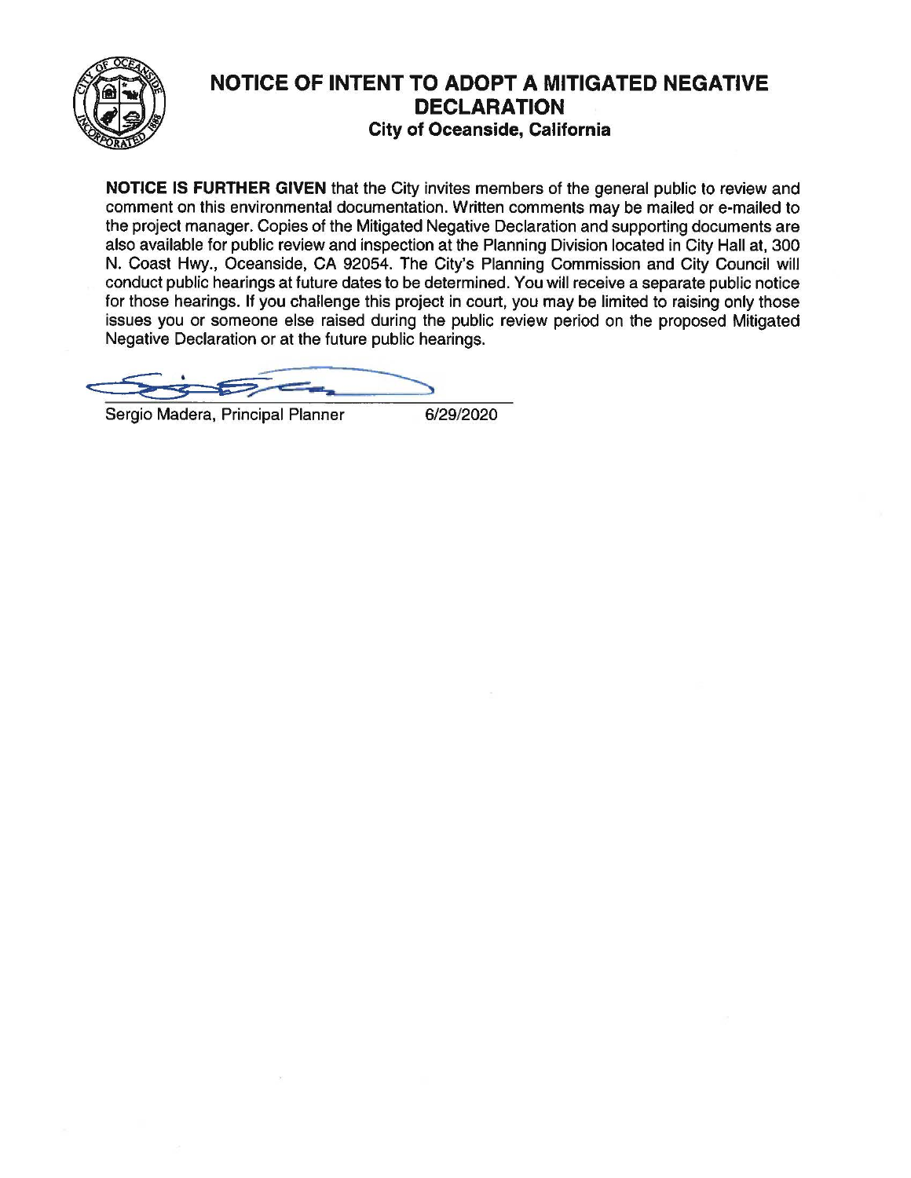# NOTICE OF INTENT TO ADOPT A MITIGATED NEGATIVE DECLARATION

### City of Oceanside, California

**NOTICE IS FURTHER GIVEN** that the City invites members of the general public to review and comment on this environmental documentation. Written comments may be mailed or e-mailed to the project manager. Copies of the Mitigated Negative Declaration and supporting documents are also available for public review and inspection at the Planning Division located in City Hall at, 300 N. Coast Hwy., Oceanside, CA 92054. The City's Planning Commission and City Council will conduct public hearings at future dates to be determined. You will receive a separate public notice for those hearings. If you challenge this project in court, you may be limited to raising only those issues you or someone else raised during the public review period on the proposed Mitigated Negative Declaration or at the future public hearings.

Sergio Madera, Principal Planner 6/29/2020